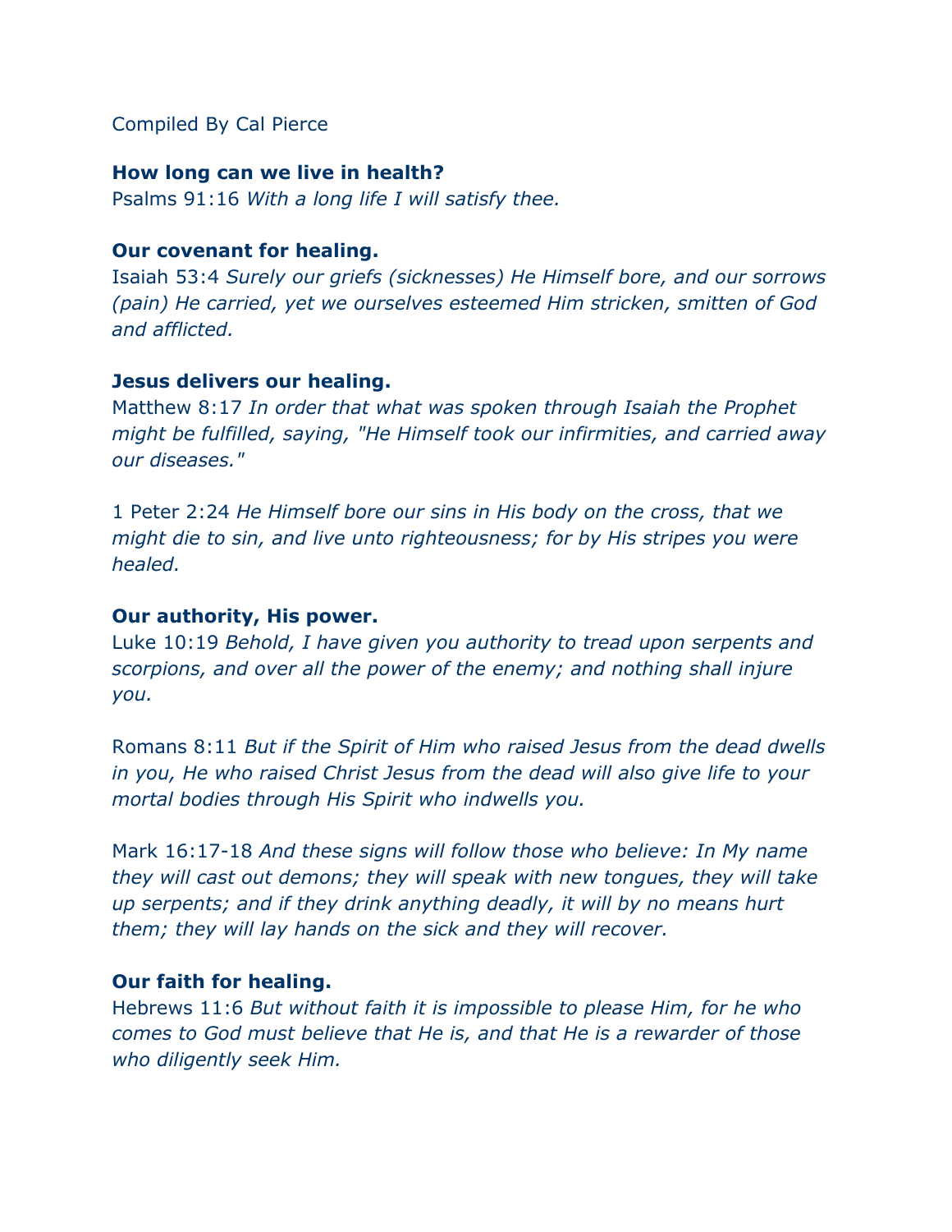Compiled By Cal Pierce

**How long can we live in health?**

Psalms 91:16 *With a long life I will satisfy thee.*

**Our covenant for healing.**

Isaiah 53:4 *Surely our griefs (sicknesses) He Himself bore, and our sorrows (pain) He carried, yet we ourselves esteemed Him stricken, smitten of God and afflicted.*

**Jesus delivers our healing.**

Matthew 8:17 *In order that what was spoken through Isaiah the Prophet might be fulfilled, saying, "He Himself took our infirmities, and carried away our diseases."*

1 Peter 2:24 *He Himself bore our sins in His body on the cross, that we might die to sin, and live unto righteousness; for by His stripes you were healed.*

**Our authority, His power.**

Luke 10:19 *Behold, I have given you authority to tread upon serpents and scorpions, and over all the power of the enemy; and nothing shall injure you.*

Romans 8:11 *But if the Spirit of Him who raised Jesus from the dead dwells in you, He who raised Christ Jesus from the dead will also give life to your mortal bodies through His Spirit who indwells you.*

Mark 16:17-18 *And these signs will follow those who believe: In My name they will cast out demons; they will speak with new tongues, they will take up serpents; and if they drink anything deadly, it will by no means hurt them; they will lay hands on the sick and they will recover.*

**Our faith for healing.**

Hebrews 11:6 *But without faith it is impossible to please Him, for he who comes to God must believe that He is, and that He is a rewarder of those who diligently seek Him.*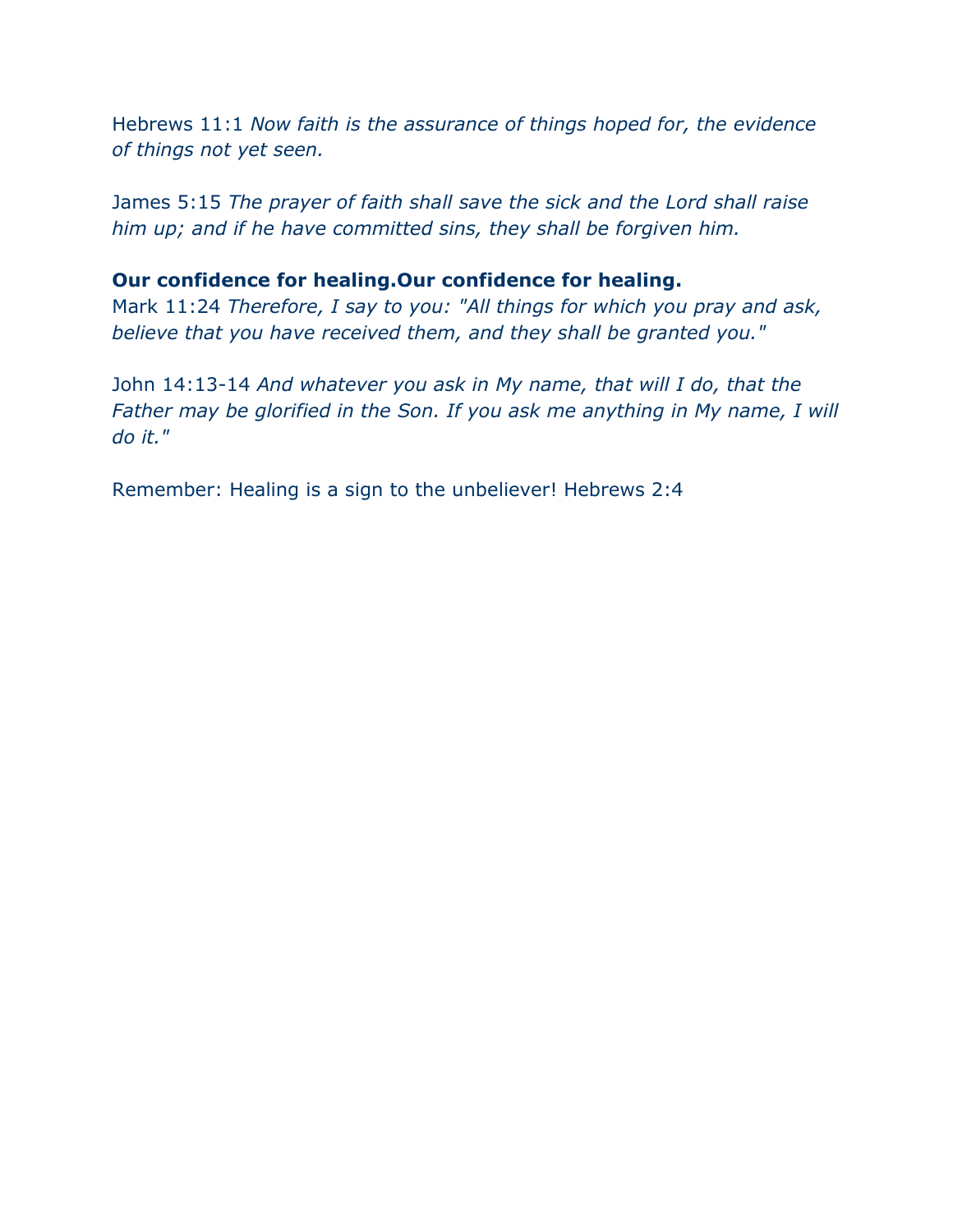Hebrews 11:1 *Now faith is the assurance of things hoped for, the evidence of things not yet seen.*

James 5:15 *The prayer of faith shall save the sick and the Lord shall raise him up; and if he have committed sins, they shall be forgiven him.*

**Our confidence for healing.Our confidence for healing.**

Mark 11:24 *Therefore, I say to you: "All things for which you pray and ask, believe that you have received them, and they shall be granted you."*

John 14:13-14 *And whatever you ask in My name, that will I do, that the Father may be glorified in the Son. If you ask me anything in My name, I will do it."*

Remember: Healing is a sign to the unbeliever! Hebrews 2:4